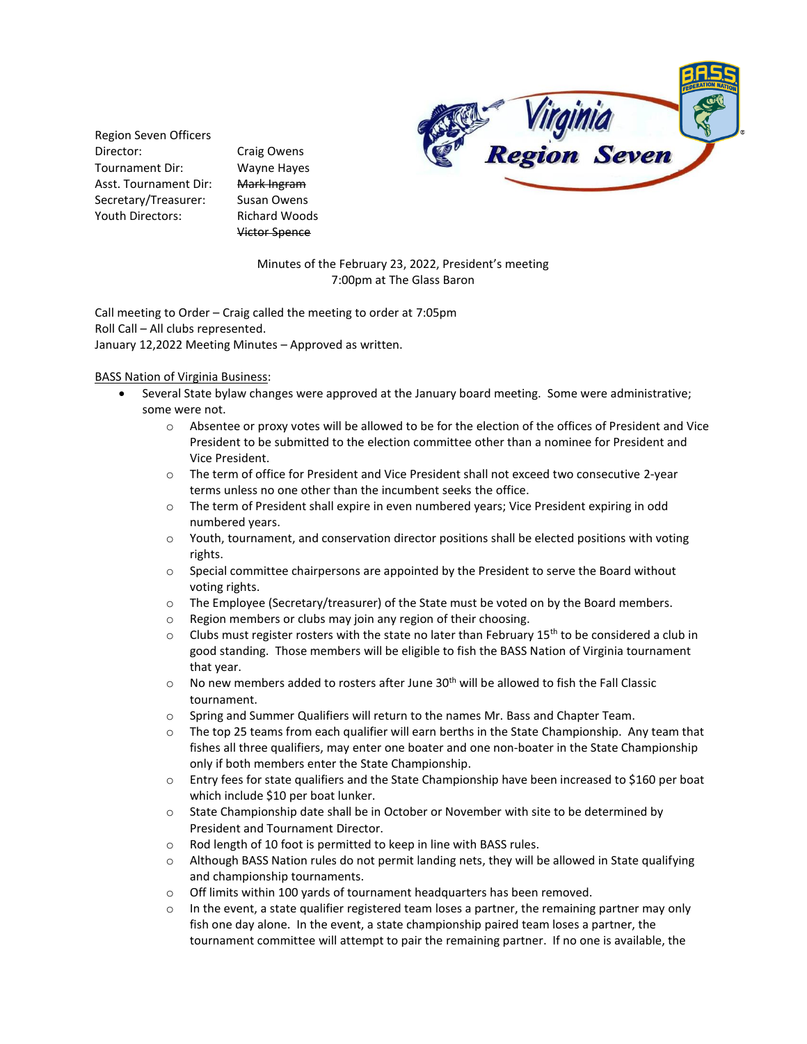Region Seven Officers

| | |
|---|---|
| Director: | Craig Owens |
| Tournament Dir: | Wayne Hayes |
| Asst. Tournament Dir: | ~~Mark Ingram~~ |
| Secretary/Treasurer: | Susan Owens |
| Youth Directors: | Richard Woods |
| | ~~Victor Spence~~ |

Minutes of the February 23, 2022, President's meeting
7:00pm at The Glass Baron

Call meeting to Order – Craig called the meeting to order at 7:05pm
Roll Call – All clubs represented.
January 12,2022 Meeting Minutes – Approved as written.

<u>BASS Nation of Virginia Business</u>:

- Several State bylaw changes were approved at the January board meeting. Some were administrative; some were not.
    - Absentee or proxy votes will be allowed to be for the election of the offices of President and Vice President to be submitted to the election committee other than a nominee for President and Vice President.
    - The term of office for President and Vice President shall not exceed two consecutive 2-year terms unless no one other than the incumbent seeks the office.
    - The term of President shall expire in even numbered years; Vice President expiring in odd numbered years.
    - Youth, tournament, and conservation director positions shall be elected positions with voting rights.
    - Special committee chairpersons are appointed by the President to serve the Board without voting rights.
    - The Employee (Secretary/treasurer) of the State must be voted on by the Board members.
    - Region members or clubs may join any region of their choosing.
    - Clubs must register rosters with the state no later than February 15th to be considered a club in good standing. Those members will be eligible to fish the BASS Nation of Virginia tournament that year.
    - No new members added to rosters after June 30th will be allowed to fish the Fall Classic tournament.
    - Spring and Summer Qualifiers will return to the names Mr. Bass and Chapter Team.
    - The top 25 teams from each qualifier will earn berths in the State Championship. Any team that fishes all three qualifiers, may enter one boater and one non-boater in the State Championship only if both members enter the State Championship.
    - Entry fees for state qualifiers and the State Championship have been increased to $160 per boat which include $10 per boat lunker.
    - State Championship date shall be in October or November with site to be determined by President and Tournament Director.
    - Rod length of 10 foot is permitted to keep in line with BASS rules.
    - Although BASS Nation rules do not permit landing nets, they will be allowed in State qualifying and championship tournaments.
    - Off limits within 100 yards of tournament headquarters has been removed.
    - In the event, a state qualifier registered team loses a partner, the remaining partner may only fish one day alone. In the event, a state championship paired team loses a partner, the tournament committee will attempt to pair the remaining partner. If no one is available, the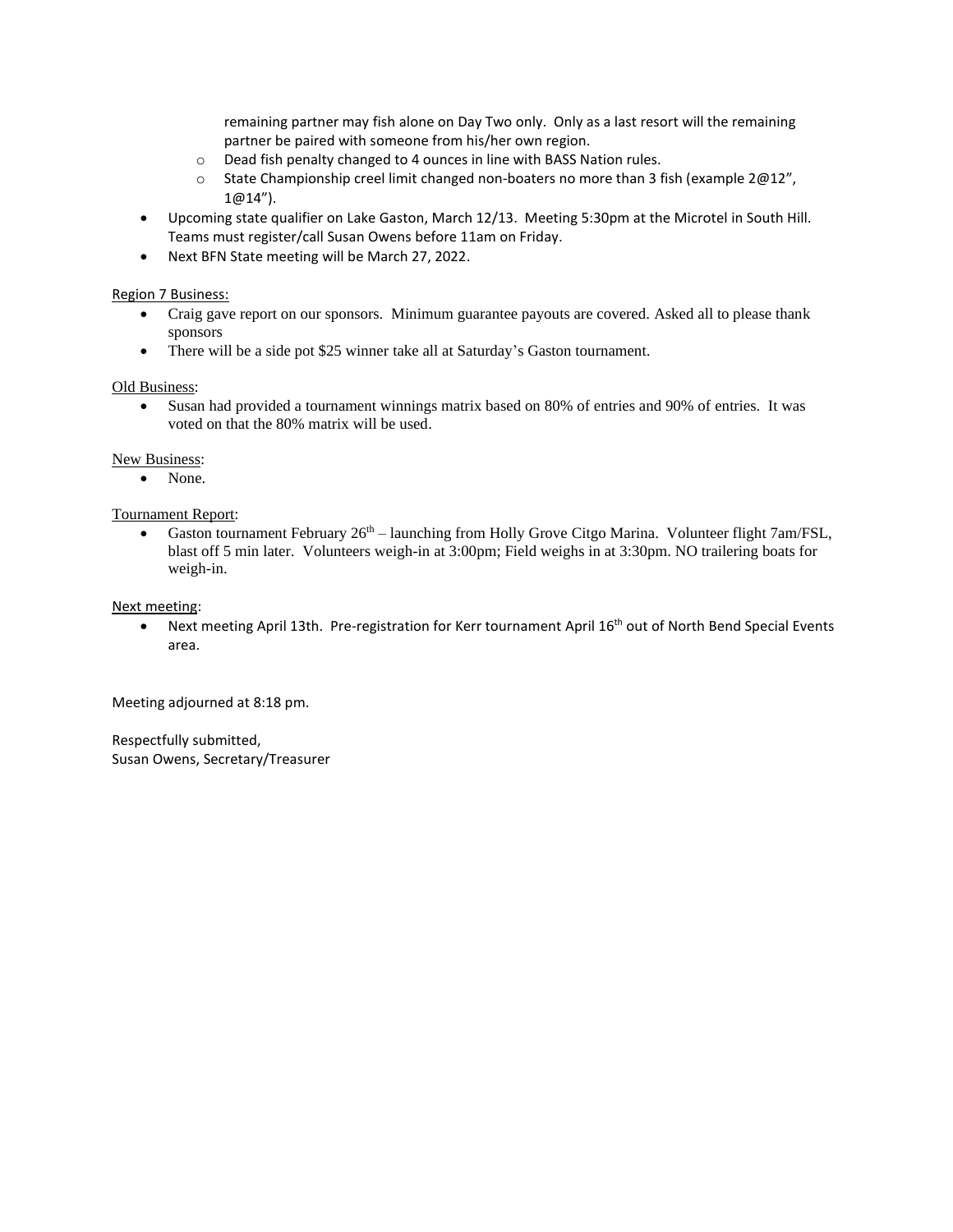remaining partner may fish alone on Day Two only. Only as a last resort will the remaining partner be paired with someone from his/her own region.
  - Dead fish penalty changed to 4 ounces in line with BASS Nation rules.
  - State Championship creel limit changed non-boaters no more than 3 fish (example 2@12", 1@14").
- Upcoming state qualifier on Lake Gaston, March 12/13. Meeting 5:30pm at the Microtel in South Hill. Teams must register/call Susan Owens before 11am on Friday.
- Next BFN State meeting will be March 27, 2022.

<u>Region 7 Business:</u>

- Craig gave report on our sponsors. Minimum guarantee payouts are covered. Asked all to please thank sponsors
- There will be a side pot $25 winner take all at Saturday's Gaston tournament.

<u>Old Business</u>:

- Susan had provided a tournament winnings matrix based on 80% of entries and 90% of entries. It was voted on that the 80% matrix will be used.

<u>New Business</u>:

- None.

<u>Tournament Report</u>:

- Gaston tournament February 26th – launching from Holly Grove Citgo Marina. Volunteer flight 7am/FSL, blast off 5 min later. Volunteers weigh-in at 3:00pm; Field weighs in at 3:30pm. NO trailering boats for weigh-in.

<u>Next meeting</u>:

- Next meeting April 13th. Pre-registration for Kerr tournament April 16th out of North Bend Special Events area.

Meeting adjourned at 8:18 pm.

Respectfully submitted,
Susan Owens, Secretary/Treasurer